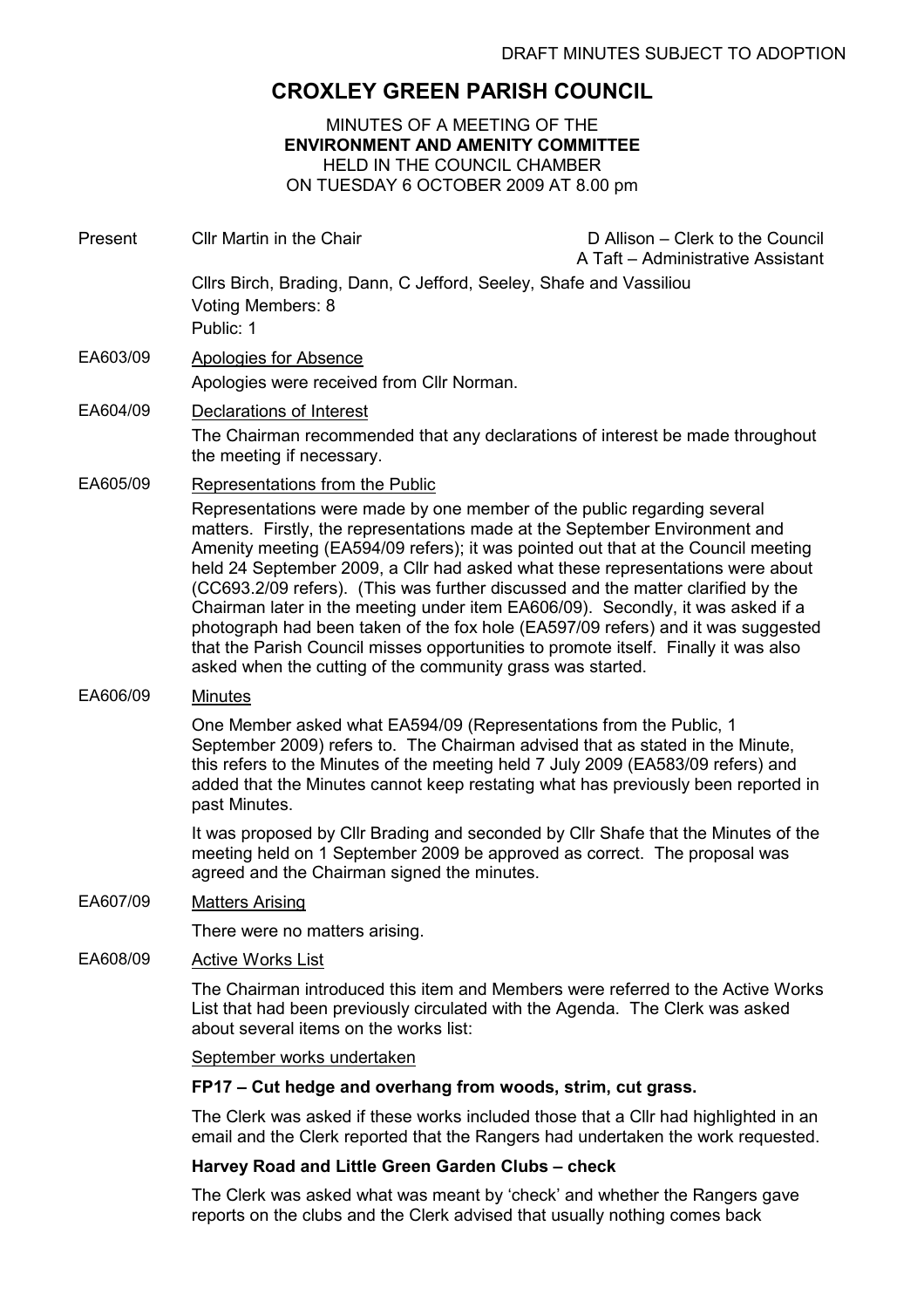DRAFT MINUTES SUBJECT TO ADOPTION

# CROXLEY GREEN PARISH COUNCIL

MINUTES OF A MEETING OF THE
**ENVIRONMENT AND AMENITY COMMITTEE**
HELD IN THE COUNCIL CHAMBER
ON TUESDAY 6 OCTOBER 2009 AT 8.00 pm

Present: Cllr Martin in the Chair — D Allison – Clerk to the Council; A Taft – Administrative Assistant

Cllrs Birch, Brading, Dann, C Jefford, Seeley, Shafe and Vassiliou
Voting Members: 8
Public: 1

**EA603/09** Apologies for Absence

Apologies were received from Cllr Norman.

**EA604/09** Declarations of Interest

The Chairman recommended that any declarations of interest be made throughout the meeting if necessary.

**EA605/09** Representations from the Public

Representations were made by one member of the public regarding several matters. Firstly, the representations made at the September Environment and Amenity meeting (EA594/09 refers); it was pointed out that at the Council meeting held 24 September 2009, a Cllr had asked what these representations were about (CC693.2/09 refers). (This was further discussed and the matter clarified by the Chairman later in the meeting under item EA606/09). Secondly, it was asked if a photograph had been taken of the fox hole (EA597/09 refers) and it was suggested that the Parish Council misses opportunities to promote itself. Finally it was also asked when the cutting of the community grass was started.

**EA606/09** Minutes

One Member asked what EA594/09 (Representations from the Public, 1 September 2009) refers to. The Chairman advised that as stated in the Minute, this refers to the Minutes of the meeting held 7 July 2009 (EA583/09 refers) and added that the Minutes cannot keep restating what has previously been reported in past Minutes.

It was proposed by Cllr Brading and seconded by Cllr Shafe that the Minutes of the meeting held on 1 September 2009 be approved as correct. The proposal was agreed and the Chairman signed the minutes.

**EA607/09** Matters Arising

There were no matters arising.

**EA608/09** Active Works List

The Chairman introduced this item and Members were referred to the Active Works List that had been previously circulated with the Agenda. The Clerk was asked about several items on the works list:

September works undertaken

**FP17 – Cut hedge and overhang from woods, strim, cut grass.**

The Clerk was asked if these works included those that a Cllr had highlighted in an email and the Clerk reported that the Rangers had undertaken the work requested.

**Harvey Road and Little Green Garden Clubs – check**

The Clerk was asked what was meant by 'check' and whether the Rangers gave reports on the clubs and the Clerk advised that usually nothing comes back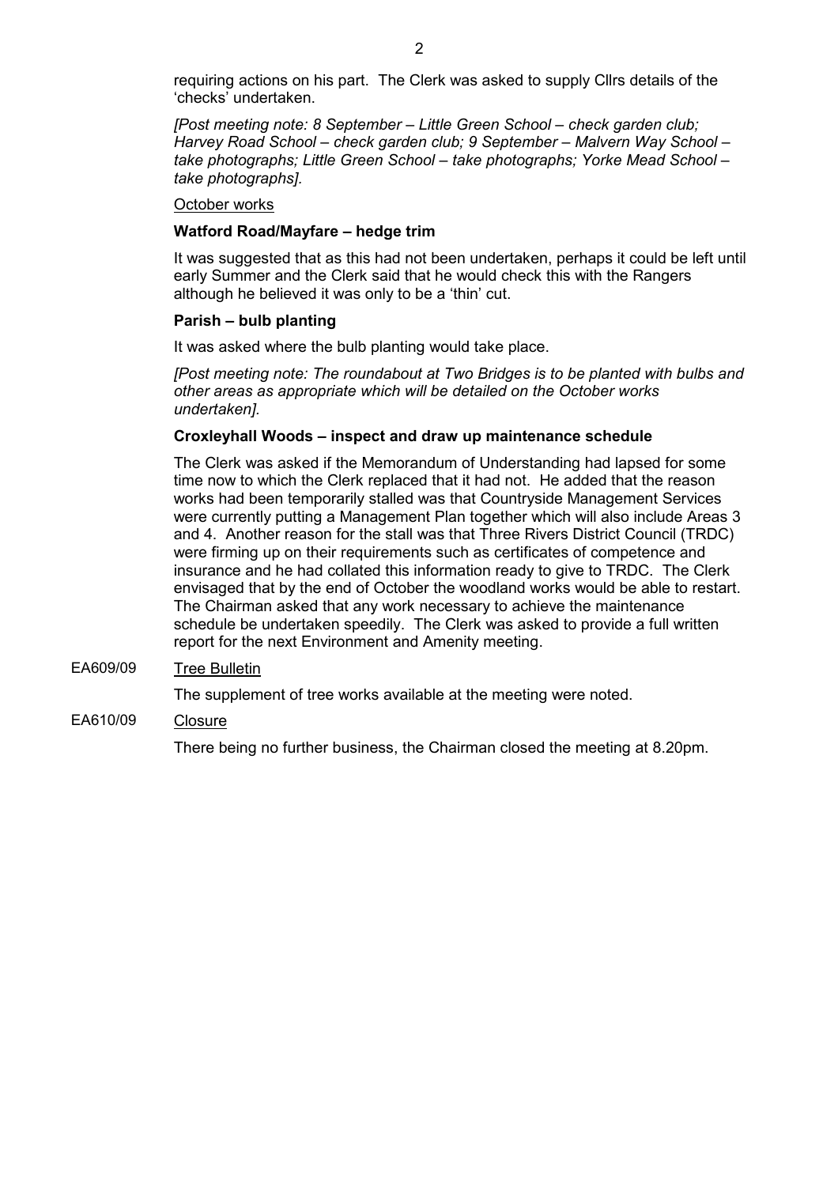requiring actions on his part. The Clerk was asked to supply Cllrs details of the 'checks' undertaken.

*[Post meeting note: 8 September – Little Green School – check garden club; Harvey Road School – check garden club; 9 September – Malvern Way School – take photographs; Little Green School – take photographs; Yorke Mead School – take photographs].*

<u>October works</u>

**Watford Road/Mayfare – hedge trim**

It was suggested that as this had not been undertaken, perhaps it could be left until early Summer and the Clerk said that he would check this with the Rangers although he believed it was only to be a 'thin' cut.

**Parish – bulb planting**

It was asked where the bulb planting would take place.

*[Post meeting note: The roundabout at Two Bridges is to be planted with bulbs and other areas as appropriate which will be detailed on the October works undertaken].*

**Croxleyhall Woods – inspect and draw up maintenance schedule**

The Clerk was asked if the Memorandum of Understanding had lapsed for some time now to which the Clerk replaced that it had not. He added that the reason works had been temporarily stalled was that Countryside Management Services were currently putting a Management Plan together which will also include Areas 3 and 4. Another reason for the stall was that Three Rivers District Council (TRDC) were firming up on their requirements such as certificates of competence and insurance and he had collated this information ready to give to TRDC. The Clerk envisaged that by the end of October the woodland works would be able to restart. The Chairman asked that any work necessary to achieve the maintenance schedule be undertaken speedily. The Clerk was asked to provide a full written report for the next Environment and Amenity meeting.

EA609/09 <u>Tree Bulletin</u>

The supplement of tree works available at the meeting were noted.

EA610/09 <u>Closure</u>

There being no further business, the Chairman closed the meeting at 8.20pm.